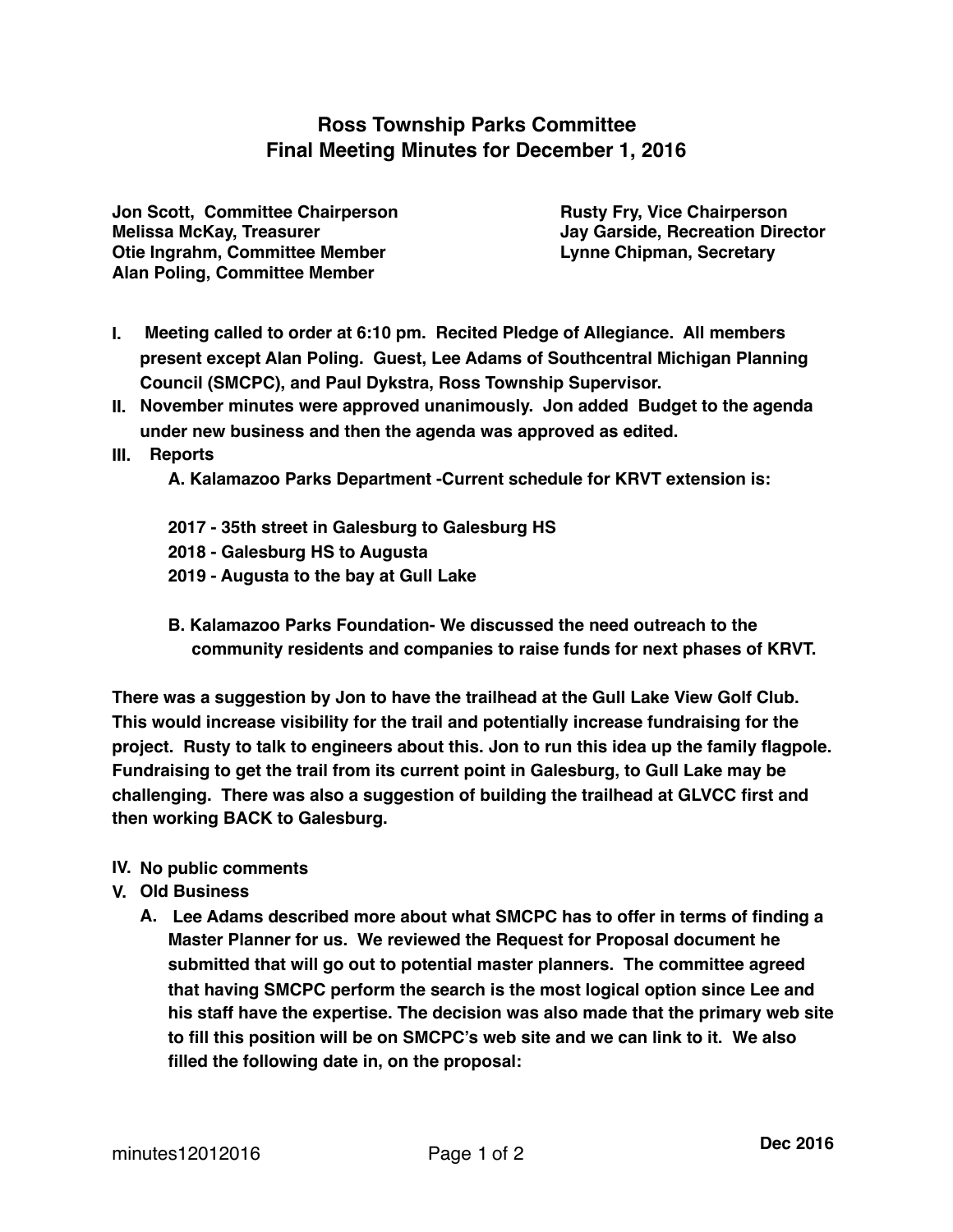# Ross Township Parks Committee
## Final Meeting Minutes for December 1, 2016

**Jon Scott, Committee Chairperson**
**Rusty Fry, Vice Chairperson**
**Melissa McKay, Treasurer**
**Jay Garside, Recreation Director**
**Otie Ingrahm, Committee Member**
**Lynne Chipman, Secretary**
**Alan Poling, Committee Member**

I. **Meeting called to order at 6:10 pm. Recited Pledge of Allegiance. All members present except Alan Poling. Guest, Lee Adams of Southcentral Michigan Planning Council (SMCPC), and Paul Dykstra, Ross Township Supervisor.**

II. **November minutes were approved unanimously. Jon added Budget to the agenda under new business and then the agenda was approved as edited.**

III. **Reports**

   A. **Kalamazoo Parks Department -Current schedule for KRVT extension is:**

   **2017 - 35th street in Galesburg to Galesburg HS**
   **2018 - Galesburg HS to Augusta**
   **2019 - Augusta to the bay at Gull Lake**

   B. **Kalamazoo Parks Foundation- We discussed the need outreach to the community residents and companies to raise funds for next phases of KRVT.**

**There was a suggestion by Jon to have the trailhead at the Gull Lake View Golf Club. This would increase visibility for the trail and potentially increase fundraising for the project. Rusty to talk to engineers about this. Jon to run this idea up the family flagpole. Fundraising to get the trail from its current point in Galesburg, to Gull Lake may be challenging. There was also a suggestion of building the trailhead at GLVCC first and then working BACK to Galesburg.**

IV. **No public comments**

V. **Old Business**

   A. **Lee Adams described more about what SMCPC has to offer in terms of finding a Master Planner for us. We reviewed the Request for Proposal document he submitted that will go out to potential master planners. The committee agreed that having SMCPC perform the search is the most logical option since Lee and his staff have the expertise. The decision was also made that the primary web site to fill this position will be on SMCPC's web site and we can link to it. We also filled the following date in, on the proposal:**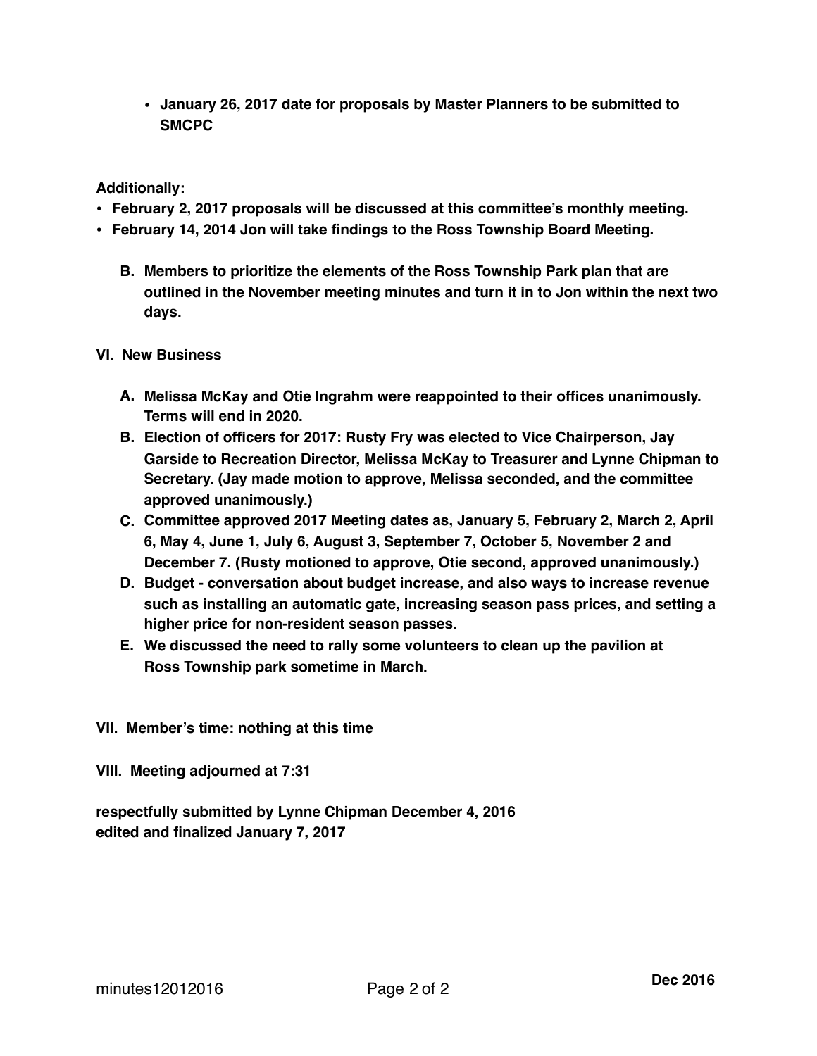- **January 26, 2017 date for proposals by Master Planners to be submitted to SMCPC**

**Additionally:**

- **February 2, 2017 proposals will be discussed at this committee's monthly meeting.**
- **February 14, 2014 Jon will take findings to the Ross Township Board Meeting.**

**B. Members to prioritize the elements of the Ross Township Park plan that are outlined in the November meeting minutes and turn it in to Jon within the next two days.**

**VI. New Business**

**A. Melissa McKay and Otie Ingrahm were reappointed to their offices unanimously. Terms will end in 2020.**

**B. Election of officers for 2017: Rusty Fry was elected to Vice Chairperson, Jay Garside to Recreation Director, Melissa McKay to Treasurer and Lynne Chipman to Secretary. (Jay made motion to approve, Melissa seconded, and the committee approved unanimously.)**

**C. Committee approved 2017 Meeting dates as, January 5, February 2, March 2, April 6, May 4, June 1, July 6, August 3, September 7, October 5, November 2 and December 7. (Rusty motioned to approve, Otie second, approved unanimously.)**

**D. Budget - conversation about budget increase, and also ways to increase revenue such as installing an automatic gate, increasing season pass prices, and setting a higher price for non-resident season passes.**

**E. We discussed the need to rally some volunteers to clean up the pavilion at Ross Township park sometime in March.**

**VII. Member's time: nothing at this time**

**VIII. Meeting adjourned at 7:31**

**respectfully submitted by Lynne Chipman December 4, 2016**
**edited and finalized January 7, 2017**